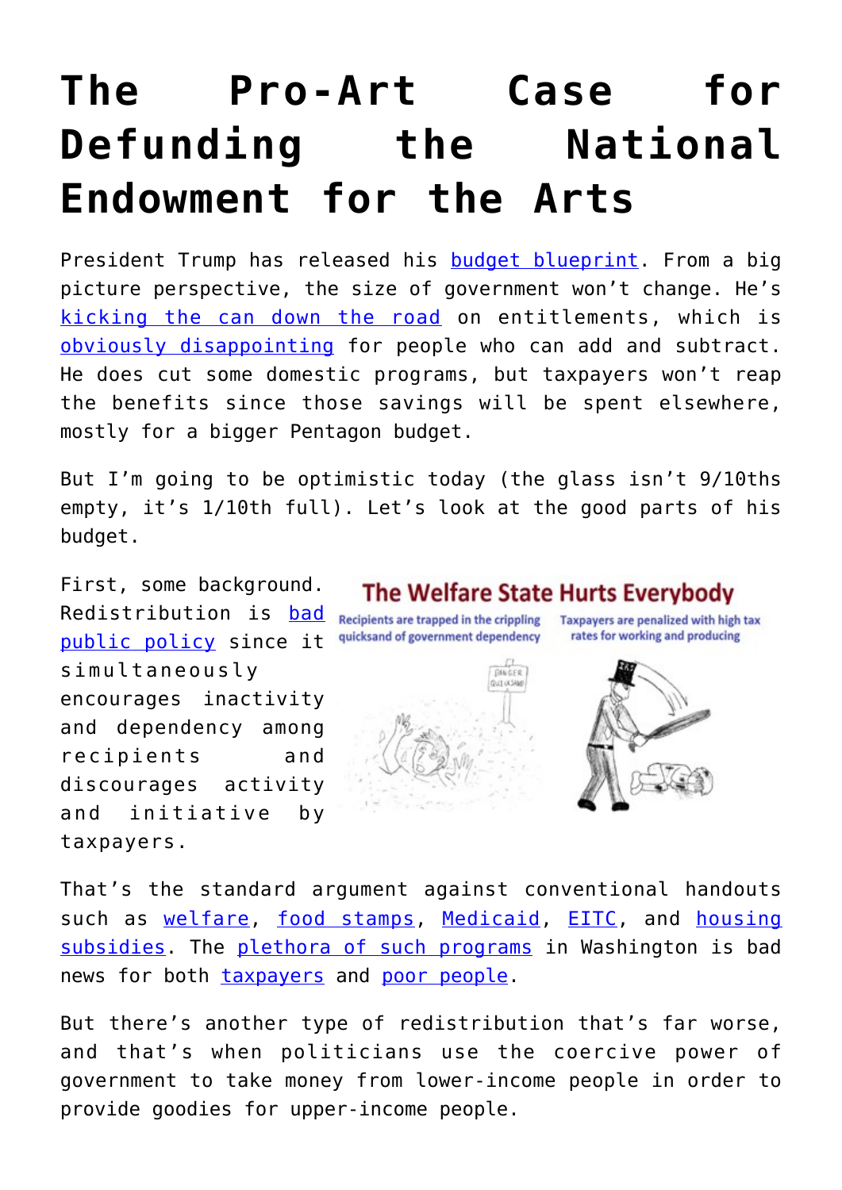# The Pro-Art Case for Defunding the National Endowment for the Arts

President Trump has released his budget blueprint. From a big picture perspective, the size of government won't change. He's kicking the can down the road on entitlements, which is obviously disappointing for people who can add and subtract. He does cut some domestic programs, but taxpayers won't reap the benefits since those savings will be spent elsewhere, mostly for a bigger Pentagon budget.

But I'm going to be optimistic today (the glass isn't 9/10ths empty, it's 1/10th full). Let's look at the good parts of his budget.

First, some background. Redistribution is bad public policy since it simultaneously encourages inactivity and dependency among recipients and discourages activity and initiative by taxpayers.

That's the standard argument against conventional handouts such as welfare, food stamps, Medicaid, EITC, and housing subsidies. The plethora of such programs in Washington is bad news for both taxpayers and poor people.

But there's another type of redistribution that's far worse, and that's when politicians use the coercive power of government to take money from lower-income people in order to provide goodies for upper-income people.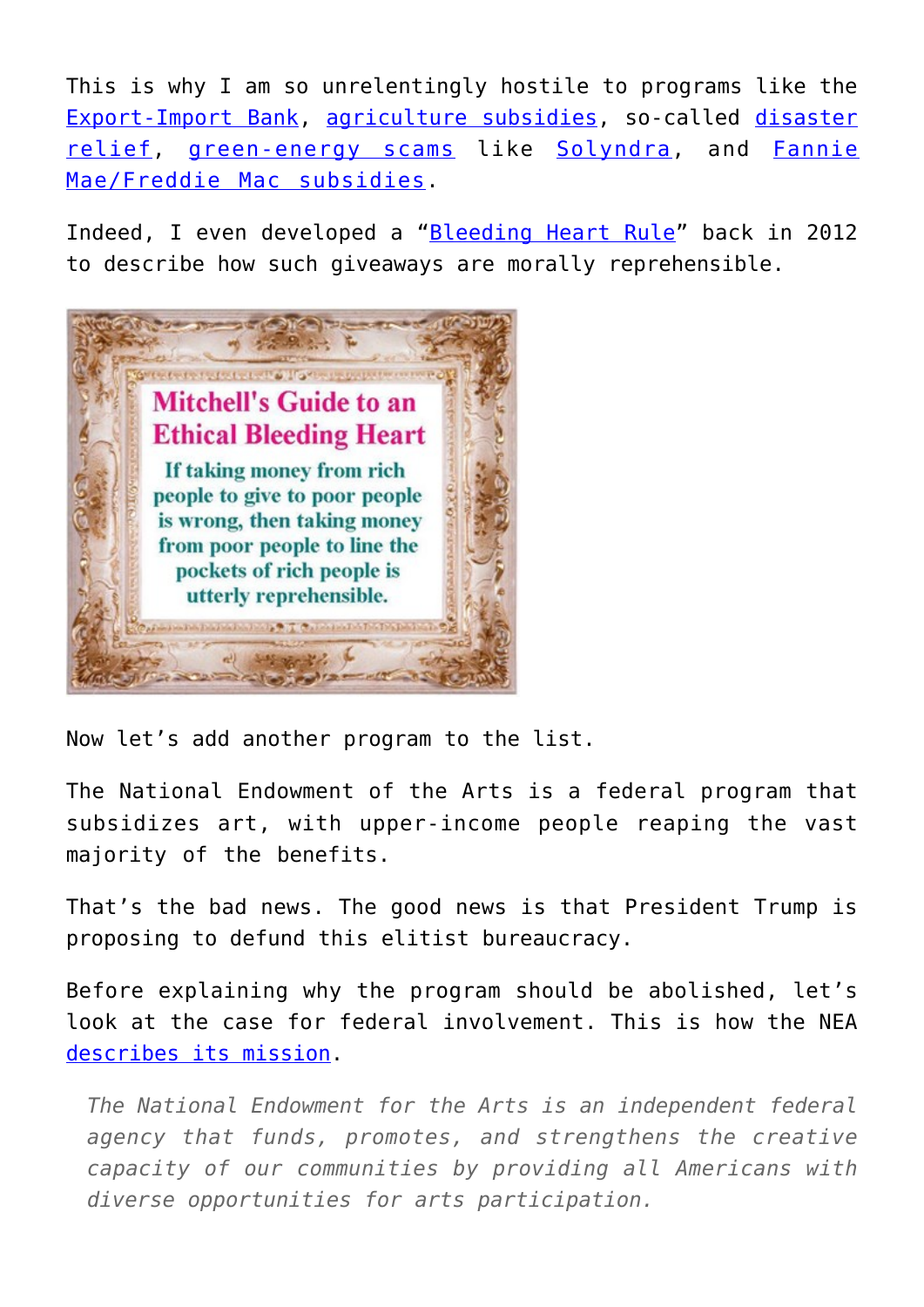This is why I am so unrelentingly hostile to programs like the Export-Import Bank, agriculture subsidies, so-called disaster relief, green-energy scams like Solyndra, and Fannie Mae/Freddie Mac subsidies.

Indeed, I even developed a "Bleeding Heart Rule" back in 2012 to describe how such giveaways are morally reprehensible.

**Mitchell's Guide to an Ethical Bleeding Heart**

**If taking money from rich people to give to poor people is wrong, then taking money from poor people to line the pockets of rich people is utterly reprehensible.**

Now let's add another program to the list.

The National Endowment of the Arts is a federal program that subsidizes art, with upper-income people reaping the vast majority of the benefits.

That's the bad news. The good news is that President Trump is proposing to defund this elitist bureaucracy.

Before explaining why the program should be abolished, let's look at the case for federal involvement. This is how the NEA describes its mission.

> *The National Endowment for the Arts is an independent federal agency that funds, promotes, and strengthens the creative capacity of our communities by providing all Americans with diverse opportunities for arts participation.*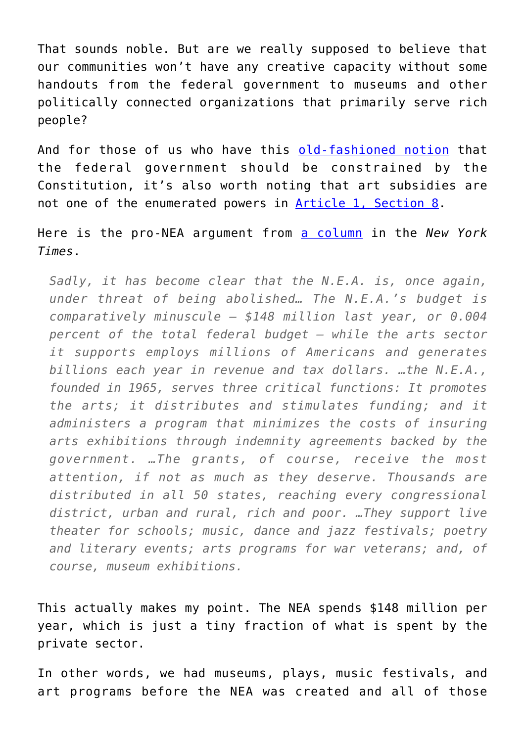That sounds noble. But are we really supposed to believe that our communities won't have any creative capacity without some handouts from the federal government to museums and other politically connected organizations that primarily serve rich people?

And for those of us who have this old-fashioned notion that the federal government should be constrained by the Constitution, it's also worth noting that art subsidies are not one of the enumerated powers in Article 1, Section 8.

Here is the pro-NEA argument from a column in the *New York Times*.

> *Sadly, it has become clear that the N.E.A. is, once again, under threat of being abolished… The N.E.A.'s budget is comparatively minuscule — $148 million last year, or 0.004 percent of the total federal budget — while the arts sector it supports employs millions of Americans and generates billions each year in revenue and tax dollars. …the N.E.A., founded in 1965, serves three critical functions: It promotes the arts; it distributes and stimulates funding; and it administers a program that minimizes the costs of insuring arts exhibitions through indemnity agreements backed by the government. …The grants, of course, receive the most attention, if not as much as they deserve. Thousands are distributed in all 50 states, reaching every congressional district, urban and rural, rich and poor. …They support live theater for schools; music, dance and jazz festivals; poetry and literary events; arts programs for war veterans; and, of course, museum exhibitions.*

This actually makes my point. The NEA spends $148 million per year, which is just a tiny fraction of what is spent by the private sector.

In other words, we had museums, plays, music festivals, and art programs before the NEA was created and all of those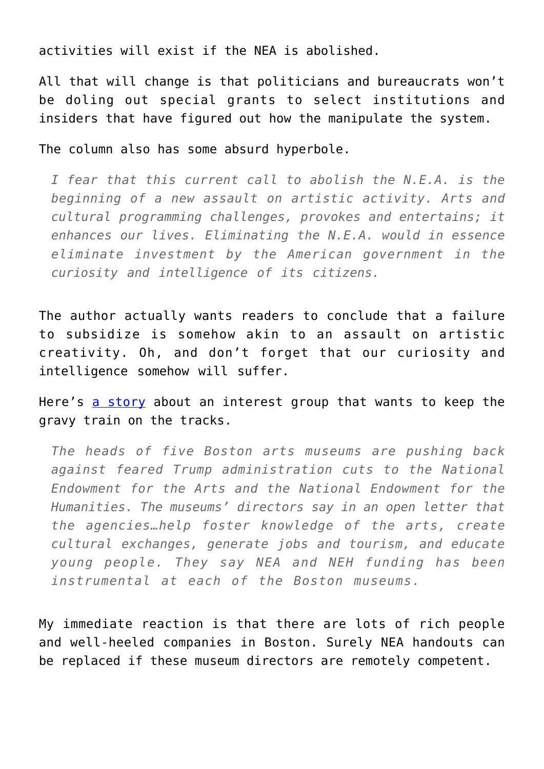activities will exist if the NEA is abolished.

All that will change is that politicians and bureaucrats won't be doling out special grants to select institutions and insiders that have figured out how the manipulate the system.

The column also has some absurd hyperbole.

> *I fear that this current call to abolish the N.E.A. is the beginning of a new assault on artistic activity. Arts and cultural programming challenges, provokes and entertains; it enhances our lives. Eliminating the N.E.A. would in essence eliminate investment by the American government in the curiosity and intelligence of its citizens.*

The author actually wants readers to conclude that a failure to subsidize is somehow akin to an assault on artistic creativity. Oh, and don't forget that our curiosity and intelligence somehow will suffer.

Here's a story about an interest group that wants to keep the gravy train on the tracks.

> *The heads of five Boston arts museums are pushing back against feared Trump administration cuts to the National Endowment for the Arts and the National Endowment for the Humanities. The museums' directors say in an open letter that the agencies…help foster knowledge of the arts, create cultural exchanges, generate jobs and tourism, and educate young people. They say NEA and NEH funding has been instrumental at each of the Boston museums.*

My immediate reaction is that there are lots of rich people and well-heeled companies in Boston. Surely NEA handouts can be replaced if these museum directors are remotely competent.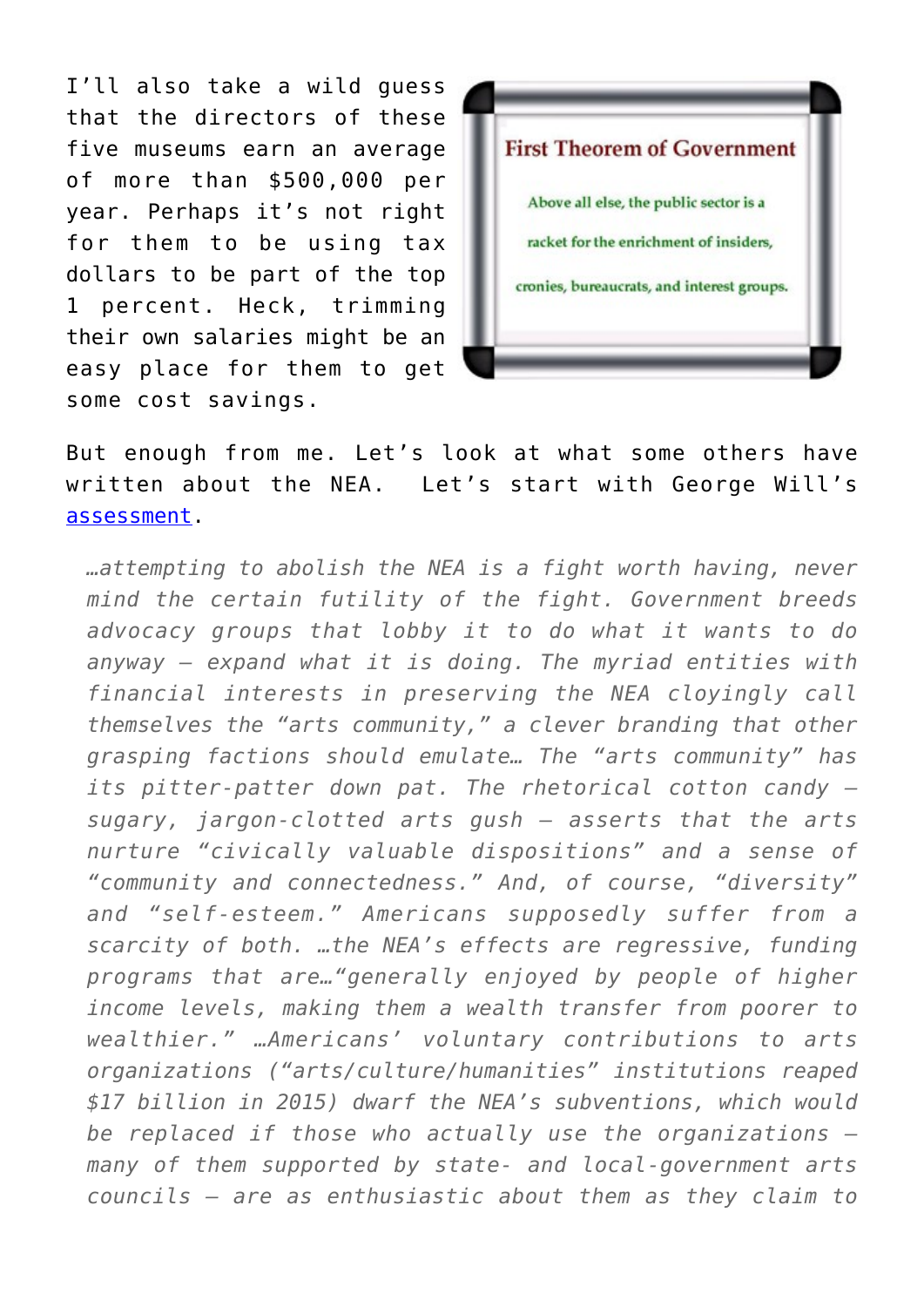I'll also take a wild guess that the directors of these five museums earn an average of more than $500,000 per year. Perhaps it's not right for them to be using tax dollars to be part of the top 1 percent. Heck, trimming their own salaries might be an easy place for them to get some cost savings.

**First Theorem of Government**

Above all else, the public sector is a racket for the enrichment of insiders, cronies, bureaucrats, and interest groups.

But enough from me. Let's look at what some others have written about the NEA. Let's start with George Will's assessment.

> *…attempting to abolish the NEA is a fight worth having, never mind the certain futility of the fight. Government breeds advocacy groups that lobby it to do what it wants to do anyway — expand what it is doing. The myriad entities with financial interests in preserving the NEA cloyingly call themselves the "arts community," a clever branding that other grasping factions should emulate… The "arts community" has its pitter-patter down pat. The rhetorical cotton candy — sugary, jargon-clotted arts gush — asserts that the arts nurture "civically valuable dispositions" and a sense of "community and connectedness." And, of course, "diversity" and "self-esteem." Americans supposedly suffer from a scarcity of both. …the NEA's effects are regressive, funding programs that are…"generally enjoyed by people of higher income levels, making them a wealth transfer from poorer to wealthier." …Americans' voluntary contributions to arts organizations ("arts/culture/humanities" institutions reaped $17 billion in 2015) dwarf the NEA's subventions, which would be replaced if those who actually use the organizations — many of them supported by state- and local-government arts councils — are as enthusiastic about them as they claim to*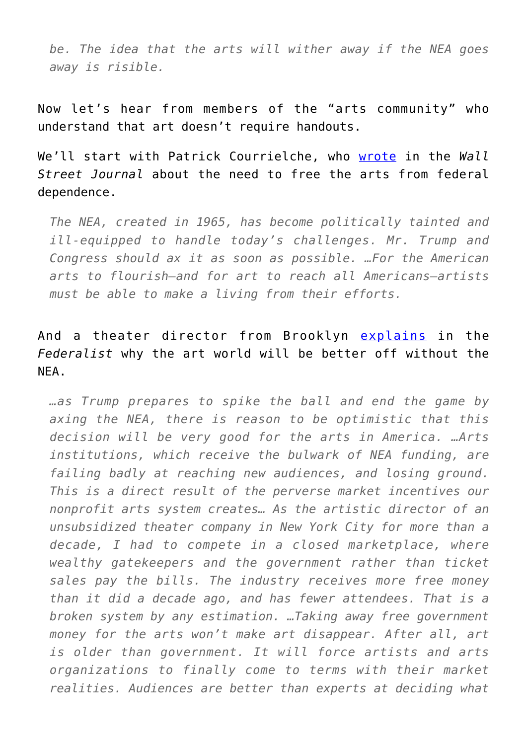> *be. The idea that the arts will wither away if the NEA goes away is risible.*

Now let's hear from members of the "arts community" who understand that art doesn't require handouts.

We'll start with Patrick Courrielche, who [wrote](#) in the *Wall Street Journal* about the need to free the arts from federal dependence.

> *The NEA, created in 1965, has become politically tainted and ill-equipped to handle today's challenges. Mr. Trump and Congress should ax it as soon as possible. …For the American arts to flourish—and for art to reach all Americans—artists must be able to make a living from their efforts.*

And a theater director from Brooklyn [explains](#) in the *Federalist* why the art world will be better off without the NEA.

> *…as Trump prepares to spike the ball and end the game by axing the NEA, there is reason to be optimistic that this decision will be very good for the arts in America. …Arts institutions, which receive the bulwark of NEA funding, are failing badly at reaching new audiences, and losing ground. This is a direct result of the perverse market incentives our nonprofit arts system creates… As the artistic director of an unsubsidized theater company in New York City for more than a decade, I had to compete in a closed marketplace, where wealthy gatekeepers and the government rather than ticket sales pay the bills. The industry receives more free money than it did a decade ago, and has fewer attendees. That is a broken system by any estimation. …Taking away free government money for the arts won't make art disappear. After all, art is older than government. It will force artists and arts organizations to finally come to terms with their market realities. Audiences are better than experts at deciding what*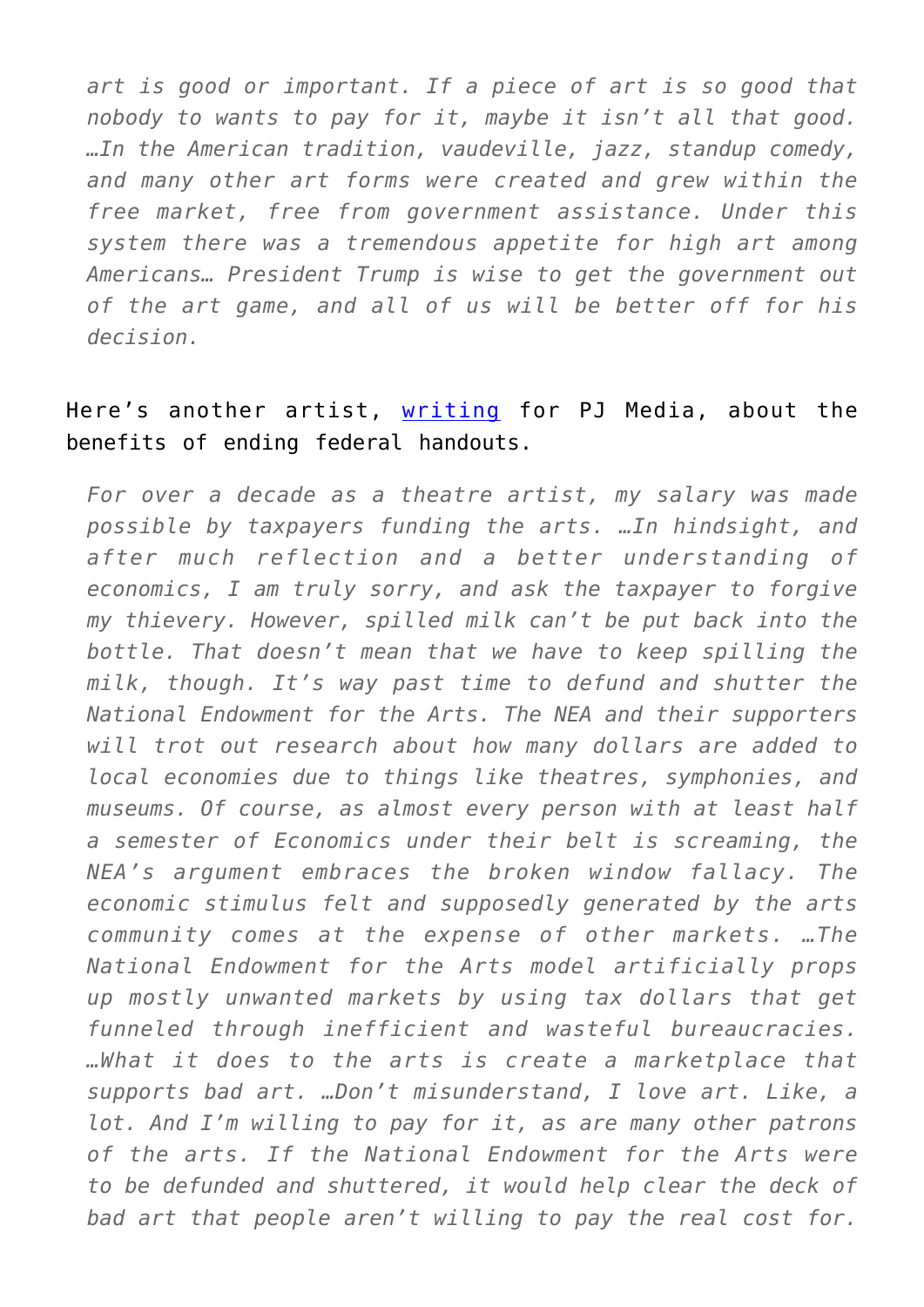> *art is good or important. If a piece of art is so good that nobody to wants to pay for it, maybe it isn't all that good. …In the American tradition, vaudeville, jazz, standup comedy, and many other art forms were created and grew within the free market, free from government assistance. Under this system there was a tremendous appetite for high art among Americans… President Trump is wise to get the government out of the art game, and all of us will be better off for his decision.*

Here's another artist, [writing]() for PJ Media, about the benefits of ending federal handouts.

> *For over a decade as a theatre artist, my salary was made possible by taxpayers funding the arts. …In hindsight, and after much reflection and a better understanding of economics, I am truly sorry, and ask the taxpayer to forgive my thievery. However, spilled milk can't be put back into the bottle. That doesn't mean that we have to keep spilling the milk, though. It's way past time to defund and shutter the National Endowment for the Arts. The NEA and their supporters will trot out research about how many dollars are added to local economies due to things like theatres, symphonies, and museums. Of course, as almost every person with at least half a semester of Economics under their belt is screaming, the NEA's argument embraces the broken window fallacy. The economic stimulus felt and supposedly generated by the arts community comes at the expense of other markets. …The National Endowment for the Arts model artificially props up mostly unwanted markets by using tax dollars that get funneled through inefficient and wasteful bureaucracies. …What it does to the arts is create a marketplace that supports bad art. …Don't misunderstand, I love art. Like, a lot. And I'm willing to pay for it, as are many other patrons of the arts. If the National Endowment for the Arts were to be defunded and shuttered, it would help clear the deck of bad art that people aren't willing to pay the real cost for.*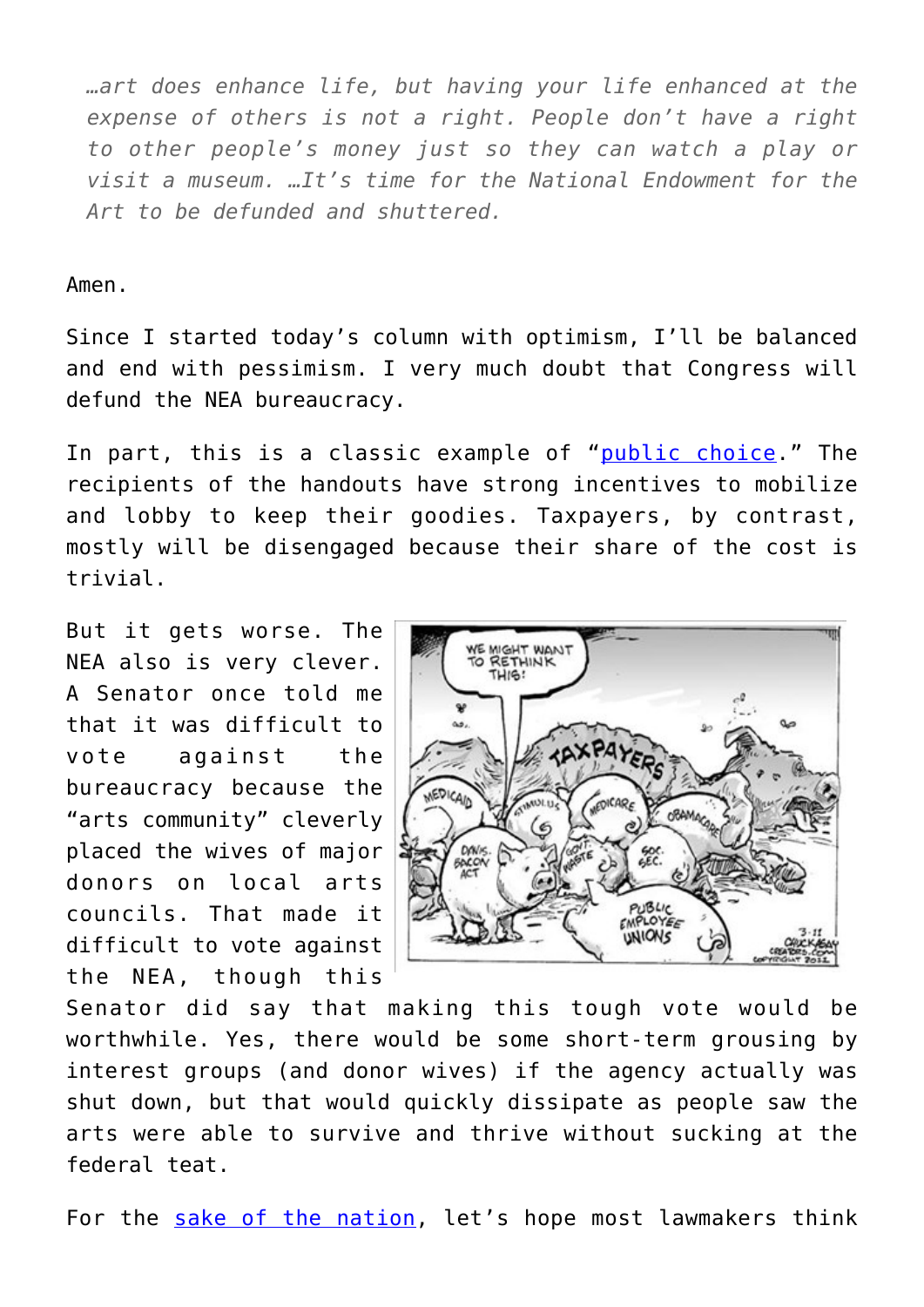> *…art does enhance life, but having your life enhanced at the expense of others is not a right. People don't have a right to other people's money just so they can watch a play or visit a museum. …It's time for the National Endowment for the Art to be defunded and shuttered.*

Amen.

Since I started today's column with optimism, I'll be balanced and end with pessimism. I very much doubt that Congress will defund the NEA bureaucracy.

In part, this is a classic example of "[public choice](https://www.youtube.com/watch?v=ycnOZtvh_Jg)." The recipients of the handouts have strong incentives to mobilize and lobby to keep their goodies. Taxpayers, by contrast, mostly will be disengaged because their share of the cost is trivial.

But it gets worse. The NEA also is very clever. A Senator once told me that it was difficult to vote against the bureaucracy because the "arts community" cleverly placed the wives of major donors on local arts councils. That made it difficult to vote against the NEA, though this Senator did say that making this tough vote would be worthwhile. Yes, there would be some short-term grousing by interest groups (and donor wives) if the agency actually was shut down, but that would quickly dissipate as people saw the arts were able to survive and thrive without sucking at the federal teat.

For the [sake of the nation](https://danieljmitchell.wordpress.com/2011/11/19/the-great-depression-of-1920/), let's hope most lawmakers think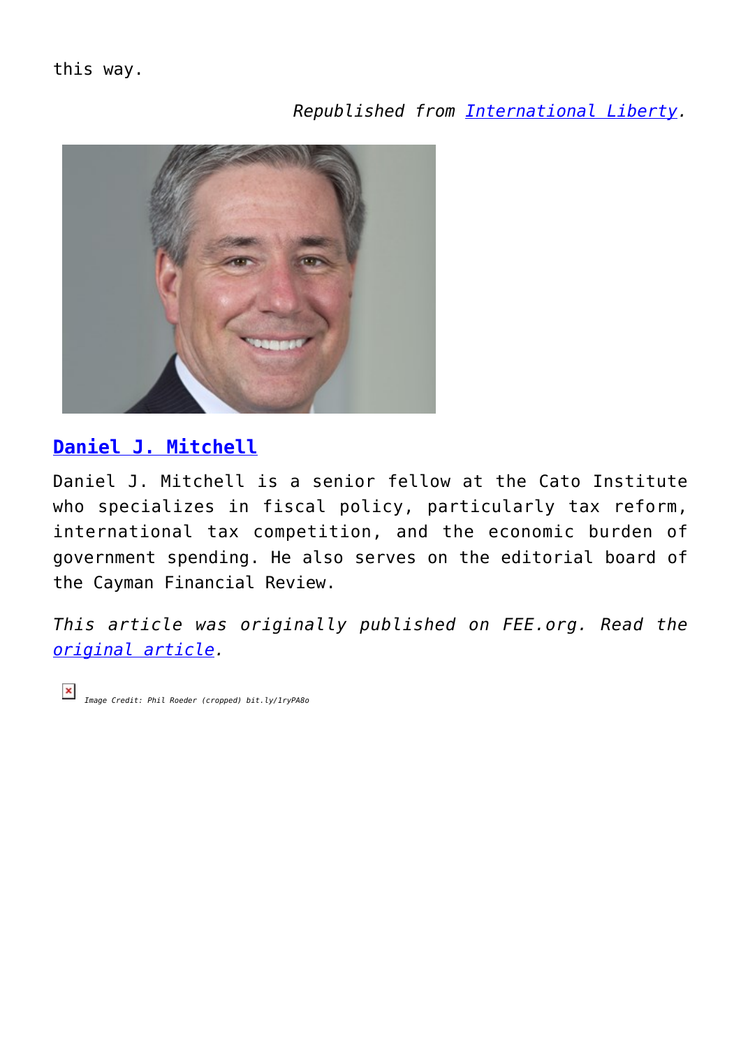this way.

*Republished from [International Liberty](#).*

## [Daniel J. Mitchell](#)

Daniel J. Mitchell is a senior fellow at the Cato Institute who specializes in fiscal policy, particularly tax reform, international tax competition, and the economic burden of government spending. He also serves on the editorial board of the Cayman Financial Review.

*This article was originally published on FEE.org. Read the [original article](#).*

*Image Credit: Phil Roeder (cropped) bit.ly/1ryPA8o*